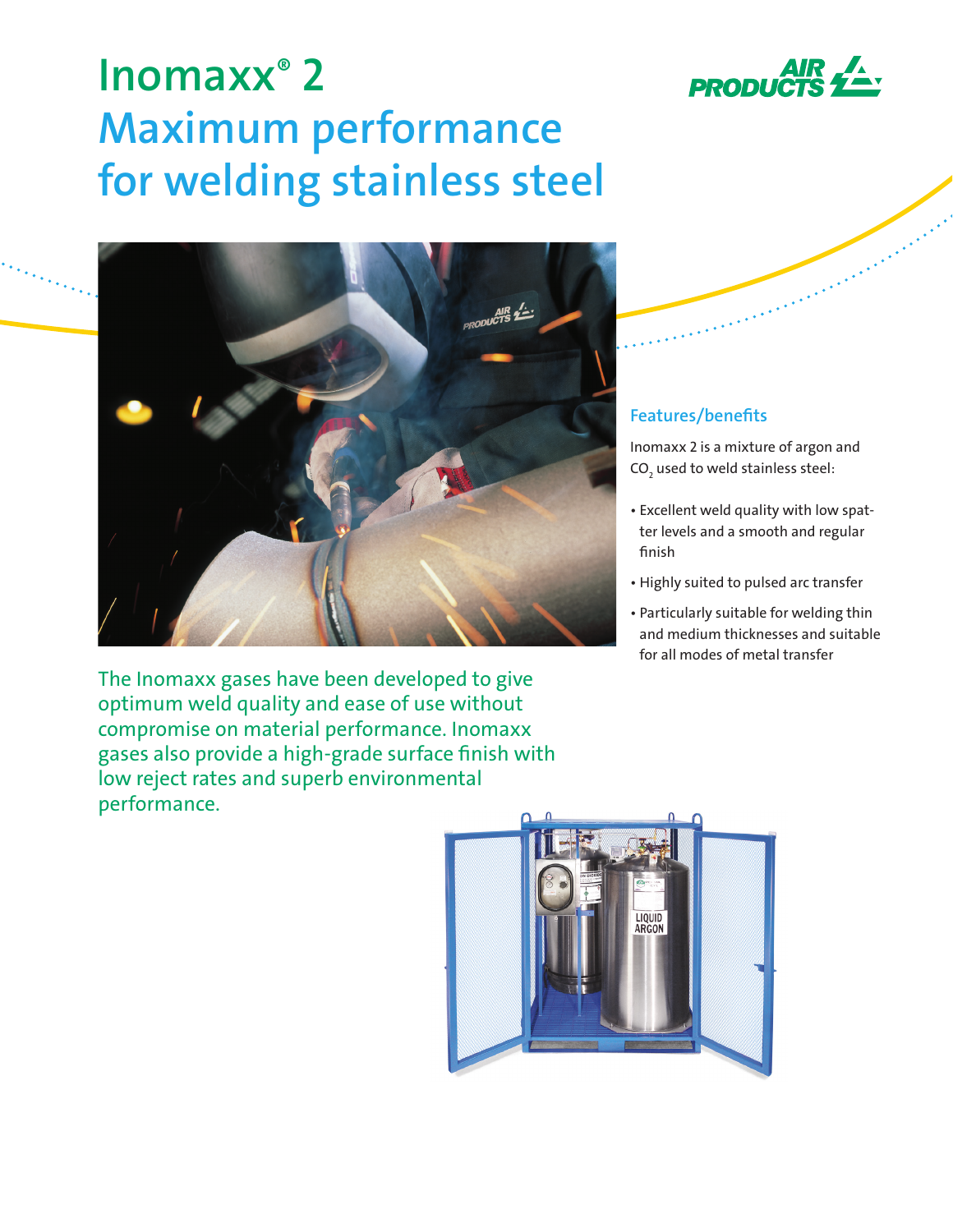# Inomaxx® 2 Maximum performance for welding stainless steel

The Inomaxx gases have been developed to give optimum weld quality and ease of use without compromise on material performance. Inomaxx gases also provide a high-grade surface finish with low reject rates and superb environmental performance.

## Features/benefits

Inomaxx 2 is a mixture of argon and $CO_2$ used to weld stainless steel:

- Excellent weld quality with low spatter levels and a smooth and regular finish
- Highly suited to pulsed arc transfer
- Particularly suitable for welding thin and medium thicknesses and suitable for all modes of metal transfer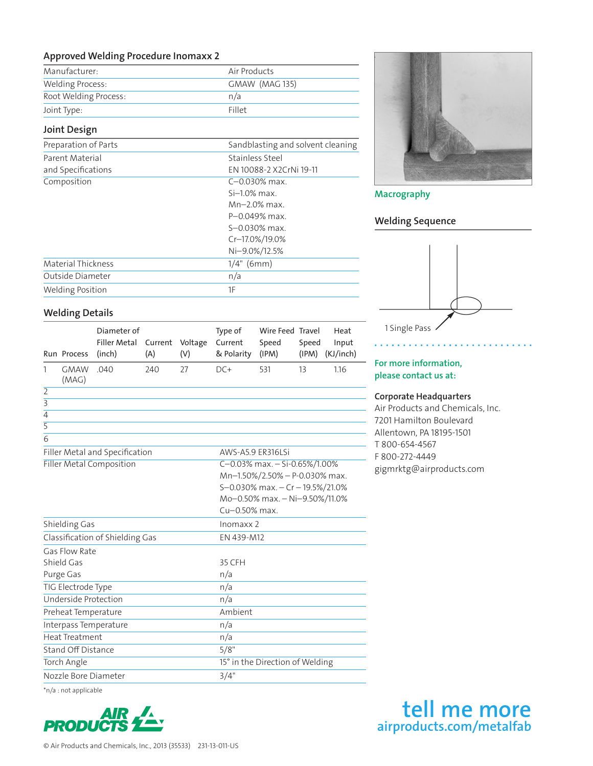## Approved Welding Procedure Inomaxx 2

| | |
|---|---|
| Manufacturer: | Air Products |
| Welding Process: | GMAW (MAG 135) |
| Root Welding Process: | n/a |
| Joint Type: | Fillet |

### Joint Design

| | |
|---|---|
| Preparation of Parts | Sandblasting and solvent cleaning |
| Parent Material and Specifications | Stainless Steel EN 10088-2 X2CrNi 19-11 |
| Composition | C–0.030% max.<br>Si–1.0% max.<br>Mn–2.0% max.<br>P–0.049% max.<br>S–0.030% max.<br>Cr–17.0%/19.0%<br>Ni–9.0%/12.5% |
| Material Thickness | 1/4" (6mm) |
| Outside Diameter | n/a |
| Welding Position | 1F |

### Welding Details

| Run | Process | Diameter of Filler Metal (inch) | Current (A) | Voltage (V) | Type of Current & Polarity | Wire Feed Speed (IPM) | Travel Speed (IPM) | Heat Input (KJ/inch) |
|---|---|---|---|---|---|---|---|---|
| 1 | GMAW (MAG) | .040 | 240 | 27 | DC+ | 531 | 13 | 1.16 |
| 2 | | | | | | | | |
| 3 | | | | | | | | |
| 4 | | | | | | | | |
| 5 | | | | | | | | |
| 6 | | | | | | | | |

| | |
|---|---|
| Filler Metal and Specification | AWS-A5.9 ER316LSi |
| Filler Metal Composition | C–0.03% max. – Si-0.65%/1.00%<br>Mn–1.50%/2.50% – P-0.030% max.<br>S–0.030% max. – Cr – 19.5%/21.0%<br>Mo–0.50% max. – Ni–9.50%/11.0%<br>Cu–0.50% max. |
| Shielding Gas | Inomaxx 2 |
| Classification of Shielding Gas | EN 439-M12 |
| Gas Flow Rate | |
| Shield Gas | 35 CFH |
| Purge Gas | n/a |
| TIG Electrode Type | n/a |
| Underside Protection | n/a |
| Preheat Temperature | Ambient |
| Interpass Temperature | n/a |
| Heat Treatment | n/a |
| Stand Off Distance | 5/8" |
| Torch Angle | 15° in the Direction of Welding |
| Nozzle Bore Diameter | 3/4" |

*n/a : not applicable

Macrography

### Welding Sequence

1 Single Pass

**For more information, please contact us at:**

**Corporate Headquarters**
Air Products and Chemicals, Inc.
7201 Hamilton Boulevard
Allentown, PA 18195-1501
T 800-654-4567
F 800-272-4449
gigmrktg@airproducts.com

**tell me more**
airproducts.com/metalfab

AIR PRODUCTS

© Air Products and Chemicals, Inc., 2013 (35533) 231-13-011-US